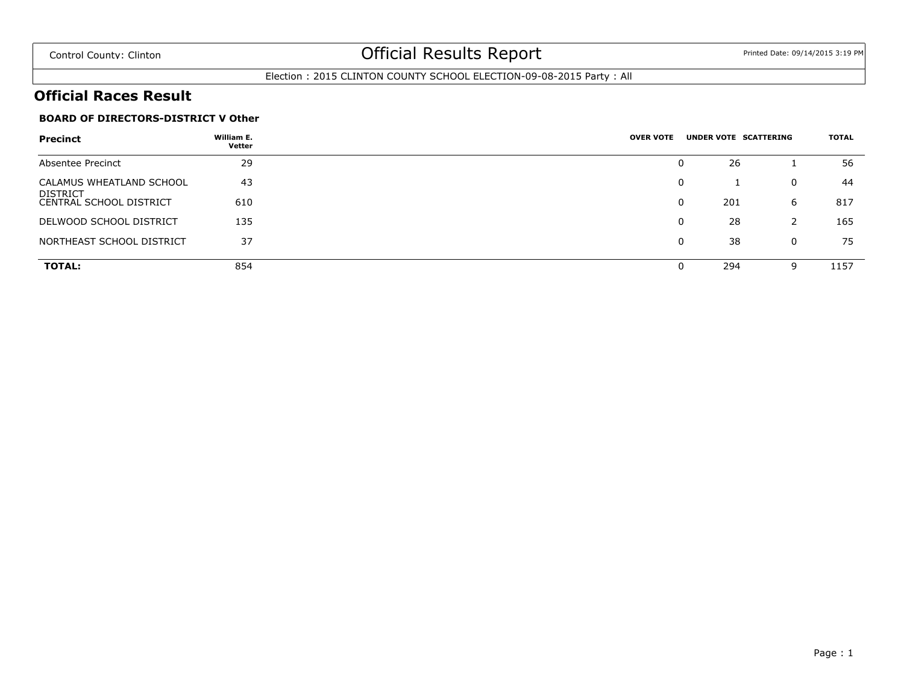Control County: Clinton

# Official Results Report

Printed Date: 09/14/2015 3:19 PM

Election : 2015 CLINTON COUNTY SCHOOL ELECTION-09-08-2015 Party : All

## Official Races Result

### BOARD OF DIRECTORS-DISTRICT V Other

| Precinct | William E. Vetter | OVER VOTE | UNDER VOTE | SCATTERING | TOTAL |
|---|---|---|---|---|---|
| Absentee Precinct | 29 | 0 | 26 | 1 | 56 |
| CALAMUS WHEATLAND SCHOOL DISTRICT | 43 | 0 | 1 | 0 | 44 |
| CENTRAL SCHOOL DISTRICT | 610 | 0 | 201 | 6 | 817 |
| DELWOOD SCHOOL DISTRICT | 135 | 0 | 28 | 2 | 165 |
| NORTHEAST SCHOOL DISTRICT | 37 | 0 | 38 | 0 | 75 |
| **TOTAL:** | 854 | 0 | 294 | 9 | 1157 |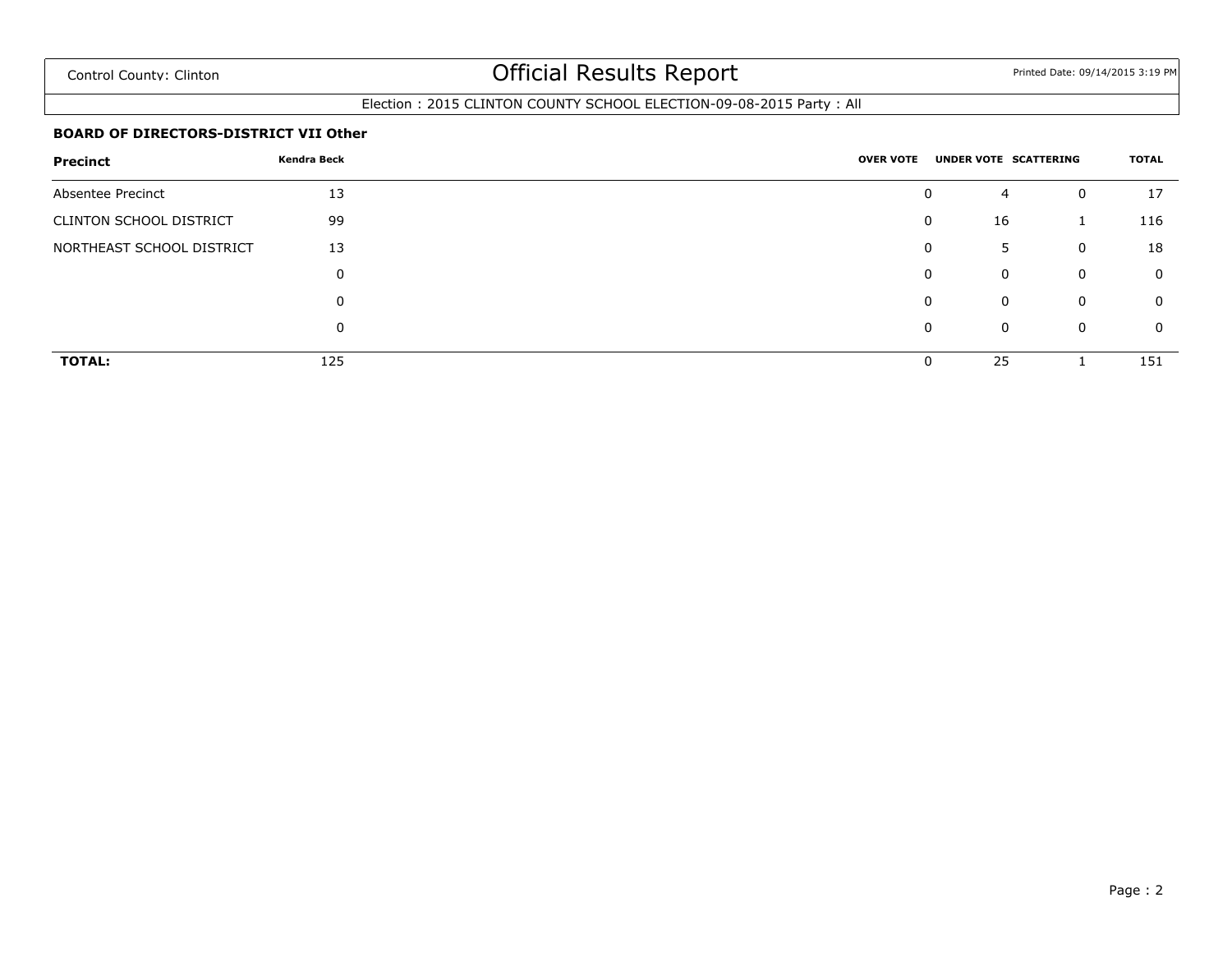Control County: Clinton

# Official Results Report

Printed Date: 09/14/2015 3:19 PM

Election : 2015 CLINTON COUNTY SCHOOL ELECTION-09-08-2015 Party : All

**BOARD OF DIRECTORS-DISTRICT VII Other**

| Precinct | Kendra Beck | OVER VOTE | UNDER VOTE | SCATTERING | TOTAL |
|---|---|---|---|---|---|
| Absentee Precinct | 13 | 0 | 4 | 0 | 17 |
| CLINTON SCHOOL DISTRICT | 99 | 0 | 16 | 1 | 116 |
| NORTHEAST SCHOOL DISTRICT | 13 | 0 | 5 | 0 | 18 |
| | 0 | 0 | 0 | 0 | 0 |
| | 0 | 0 | 0 | 0 | 0 |
| | 0 | 0 | 0 | 0 | 0 |
| **TOTAL:** | 125 | 0 | 25 | 1 | 151 |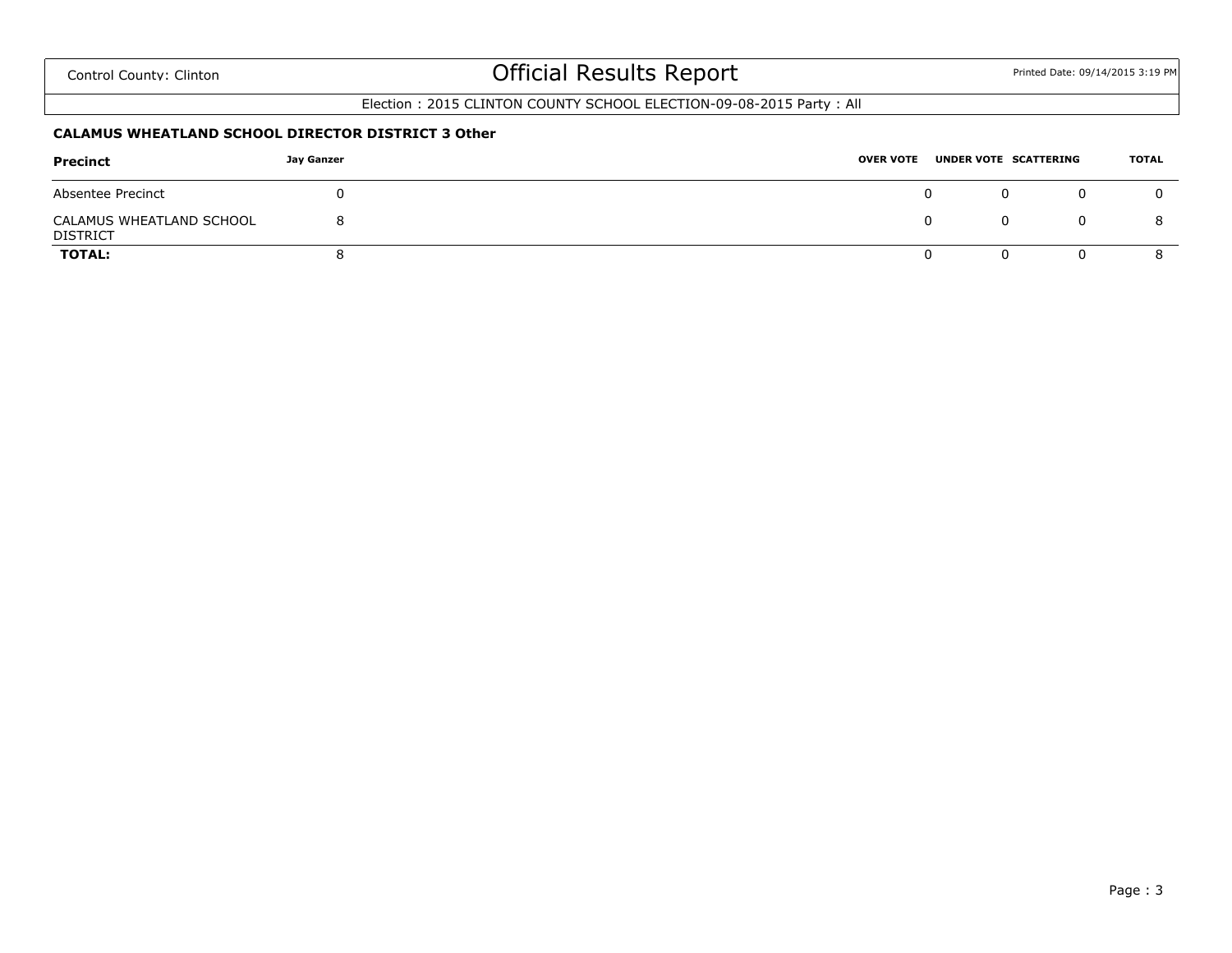# Official Results Report

Control County: Clinton

Election : 2015 CLINTON COUNTY SCHOOL ELECTION-09-08-2015 Party : All

**CALAMUS WHEATLAND SCHOOL DIRECTOR DISTRICT 3 Other**

| Precinct | Jay Ganzer | OVER VOTE | UNDER VOTE | SCATTERING | TOTAL |
|---|---|---|---|---|---|
| Absentee Precinct | 0 | 0 | 0 | 0 | 0 |
| CALAMUS WHEATLAND SCHOOL DISTRICT | 8 | 0 | 0 | 0 | 8 |
| **TOTAL:** | 8 | 0 | 0 | 0 | 8 |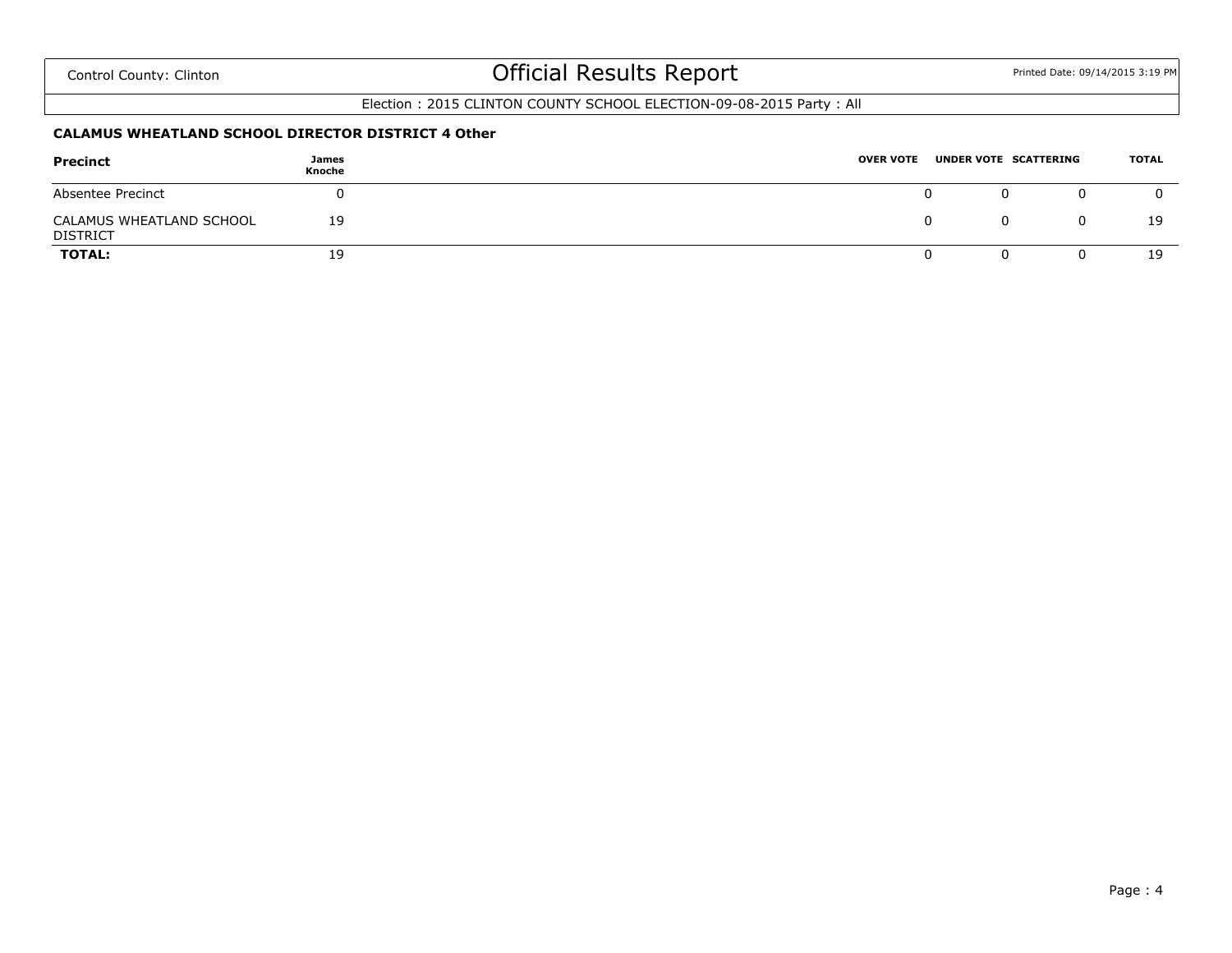Control County: Clinton

# Official Results Report

Printed Date: 09/14/2015 3:19 PM

Election : 2015 CLINTON COUNTY SCHOOL ELECTION-09-08-2015 Party : All

**CALAMUS WHEATLAND SCHOOL DIRECTOR DISTRICT 4 Other**

| Precinct | James Knoche | OVER VOTE | UNDER VOTE | SCATTERING | TOTAL |
|---|---|---|---|---|---|
| Absentee Precinct | 0 | 0 | 0 | 0 | 0 |
| CALAMUS WHEATLAND SCHOOL DISTRICT | 19 | 0 | 0 | 0 | 19 |
| **TOTAL:** | 19 | 0 | 0 | 0 | 19 |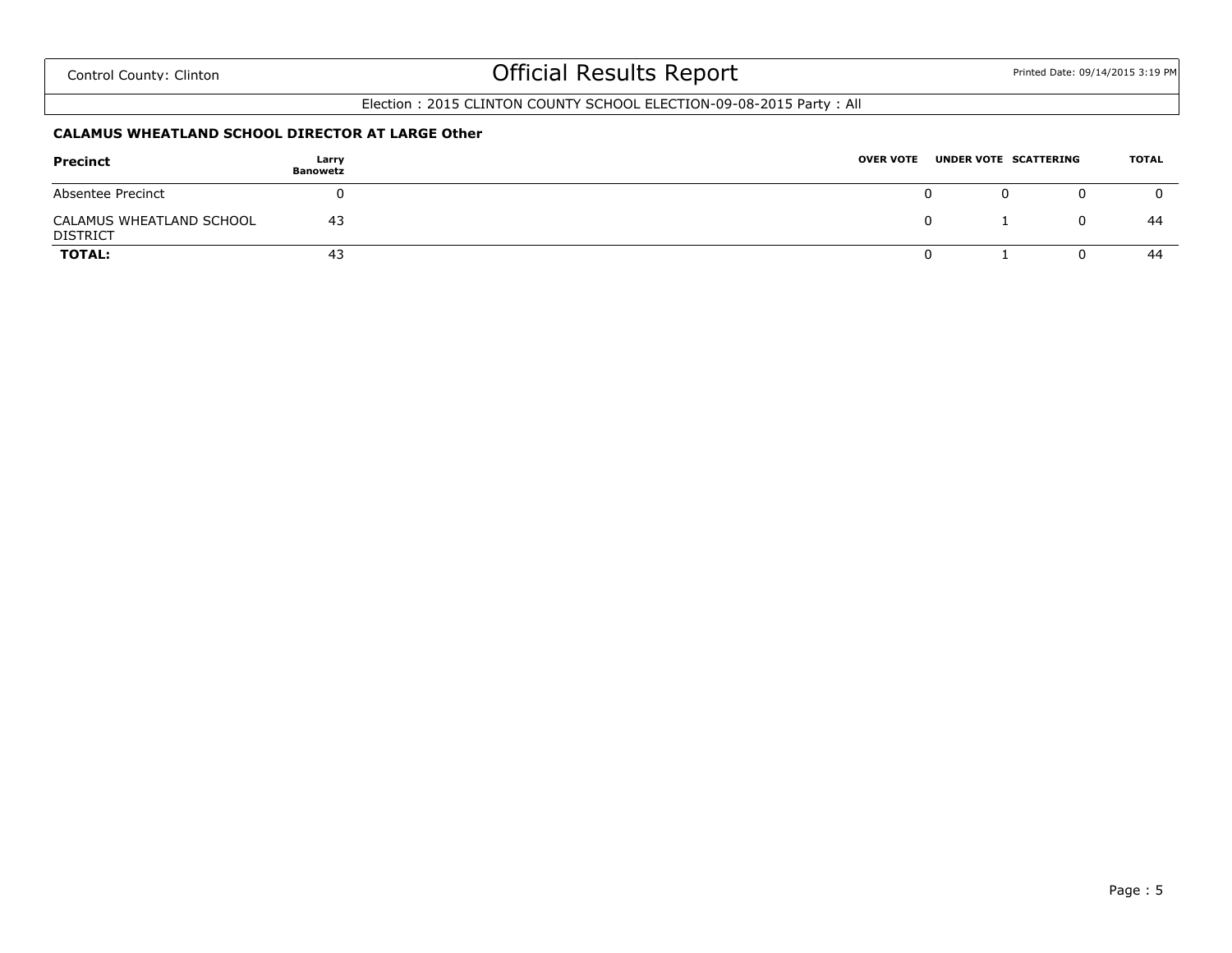Control County: Clinton

# Official Results Report

Printed Date: 09/14/2015 3:19 PM

Election : 2015 CLINTON COUNTY SCHOOL ELECTION-09-08-2015 Party : All

### CALAMUS WHEATLAND SCHOOL DIRECTOR AT LARGE Other

| Precinct | Larry Banowetz | OVER VOTE | UNDER VOTE | SCATTERING | TOTAL |
|---|---|---|---|---|---|
| Absentee Precinct | 0 | 0 | 0 | 0 | 0 |
| CALAMUS WHEATLAND SCHOOL DISTRICT | 43 | 0 | 1 | 0 | 44 |
| **TOTAL:** | 43 | 0 | 1 | 0 | 44 |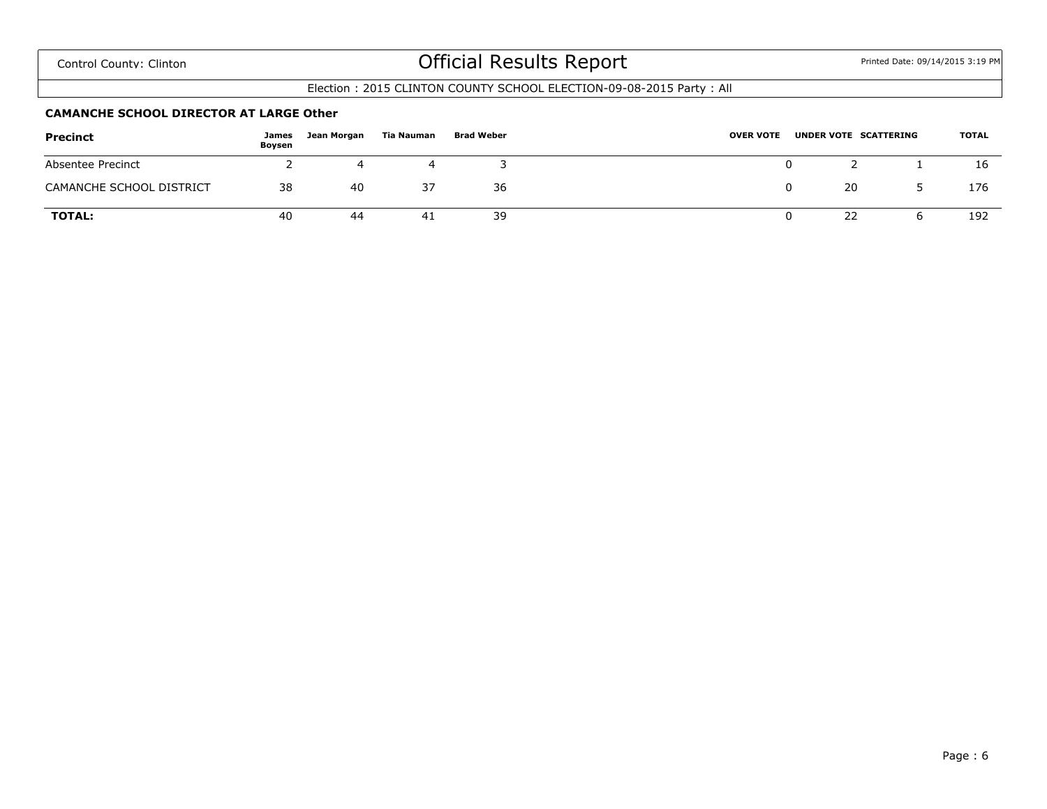Control County: Clinton

# Official Results Report

Election : 2015 CLINTON COUNTY SCHOOL ELECTION-09-08-2015 Party : All

**CAMANCHE SCHOOL DIRECTOR AT LARGE Other**

| Precinct | James Boysen | Jean Morgan | Tia Nauman | Brad Weber | OVER VOTE | UNDER VOTE | SCATTERING | TOTAL |
|---|---|---|---|---|---|---|---|---|
| Absentee Precinct | 2 | 4 | 4 | 3 | 0 | 2 | 1 | 16 |
| CAMANCHE SCHOOL DISTRICT | 38 | 40 | 37 | 36 | 0 | 20 | 5 | 176 |
| **TOTAL:** | 40 | 44 | 41 | 39 | 0 | 22 | 6 | 192 |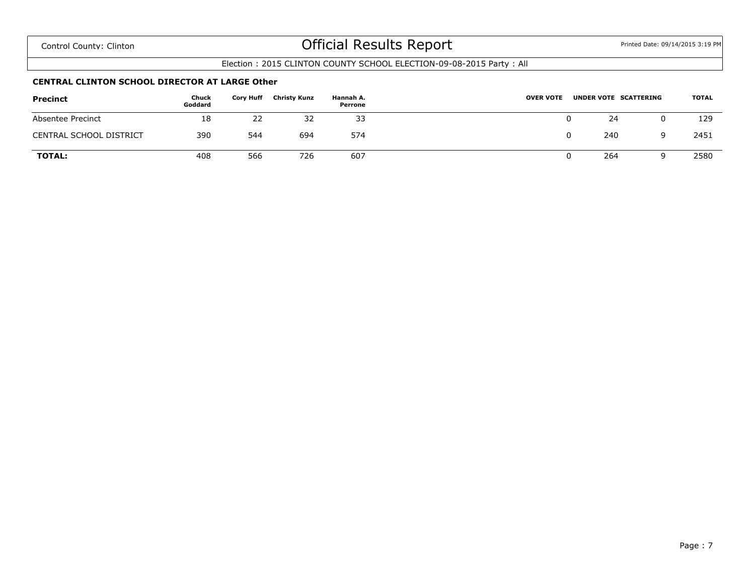Control County: Clinton

# Official Results Report

Printed Date: 09/14/2015 3:19 PM

Election : 2015 CLINTON COUNTY SCHOOL ELECTION-09-08-2015 Party : All

**CENTRAL CLINTON SCHOOL DIRECTOR AT LARGE Other**

| Precinct | Chuck Goddard | Cory Huff | Christy Kunz | Hannah A. Perrone | OVER VOTE | UNDER VOTE | SCATTERING | TOTAL |
|---|---|---|---|---|---|---|---|---|
| Absentee Precinct | 18 | 22 | 32 | 33 | 0 | 24 | 0 | 129 |
| CENTRAL SCHOOL DISTRICT | 390 | 544 | 694 | 574 | 0 | 240 | 9 | 2451 |
| **TOTAL:** | 408 | 566 | 726 | 607 | 0 | 264 | 9 | 2580 |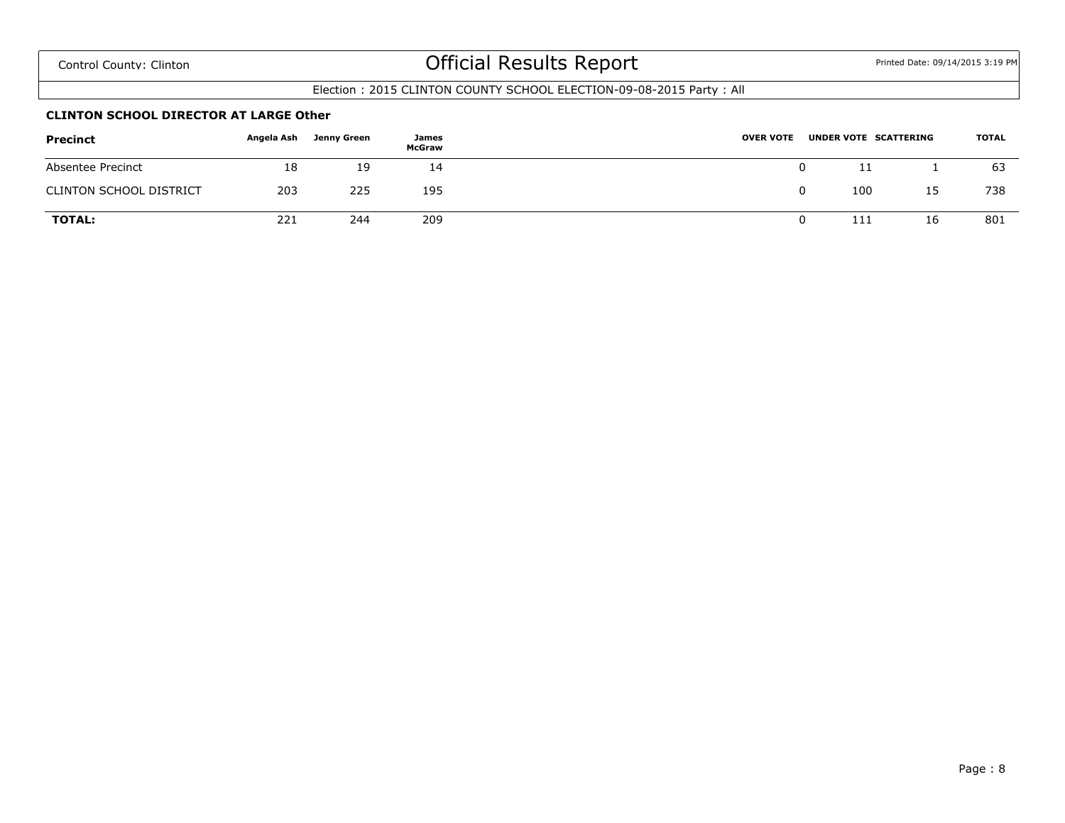Control County: Clinton

# Official Results Report

Printed Date: 09/14/2015 3:19 PM

Election : 2015 CLINTON COUNTY SCHOOL ELECTION-09-08-2015 Party : All

**CLINTON SCHOOL DIRECTOR AT LARGE Other**

| Precinct | Angela Ash | Jenny Green | James McGraw | OVER VOTE | UNDER VOTE | SCATTERING | TOTAL |
|---|---|---|---|---|---|---|---|
| Absentee Precinct | 18 | 19 | 14 | 0 | 11 | 1 | 63 |
| CLINTON SCHOOL DISTRICT | 203 | 225 | 195 | 0 | 100 | 15 | 738 |
| **TOTAL:** | 221 | 244 | 209 | 0 | 111 | 16 | 801 |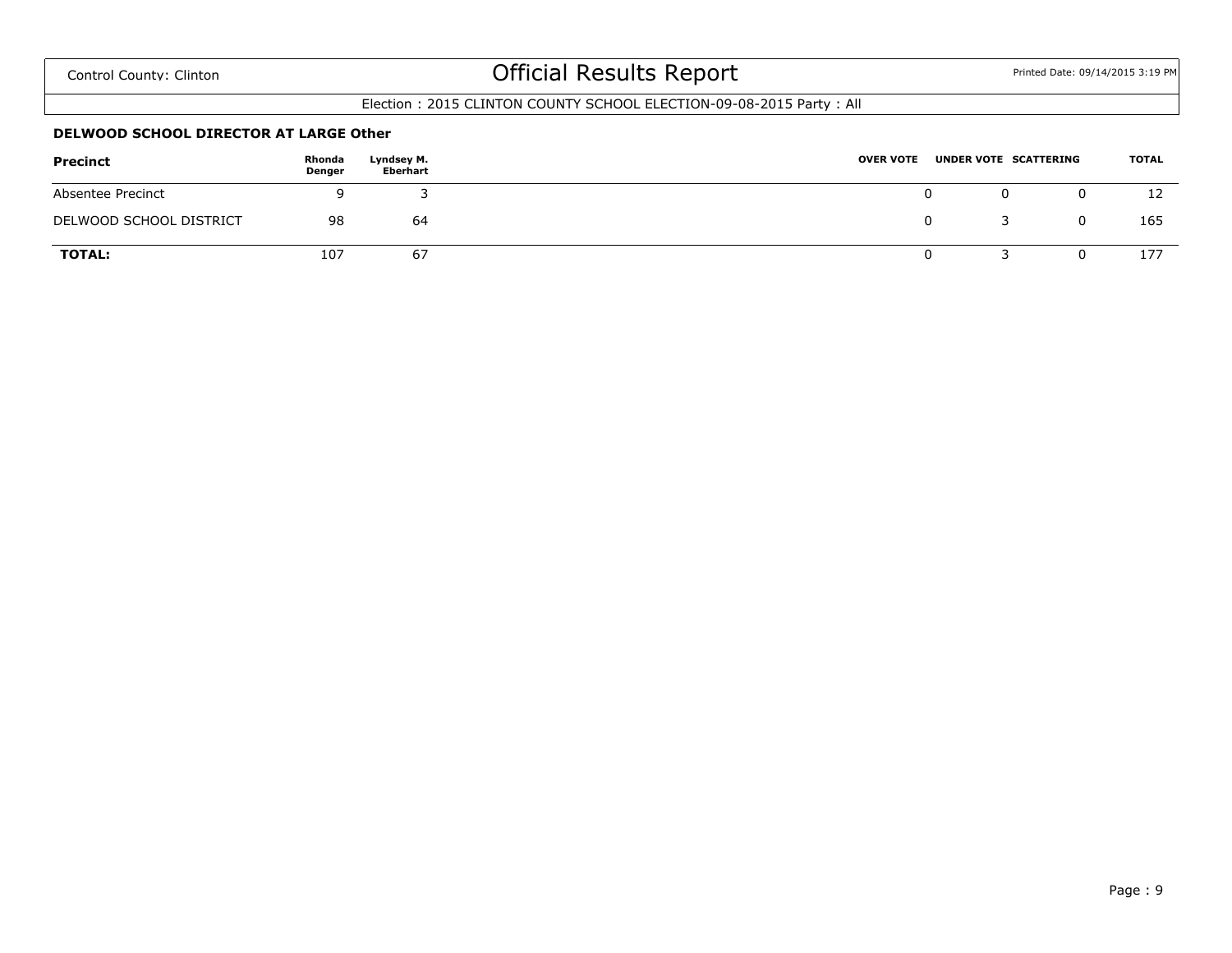Control County: Clinton

# Official Results Report

Printed Date: 09/14/2015 3:19 PM

Election : 2015 CLINTON COUNTY SCHOOL ELECTION-09-08-2015 Party : All

### DELWOOD SCHOOL DIRECTOR AT LARGE Other

| Precinct | Rhonda Denger | Lyndsey M. Eberhart | OVER VOTE | UNDER VOTE | SCATTERING | TOTAL |
|---|---|---|---|---|---|---|
| Absentee Precinct | 9 | 3 | 0 | 0 | 0 | 12 |
| DELWOOD SCHOOL DISTRICT | 98 | 64 | 0 | 3 | 0 | 165 |
| **TOTAL:** | 107 | 67 | 0 | 3 | 0 | 177 |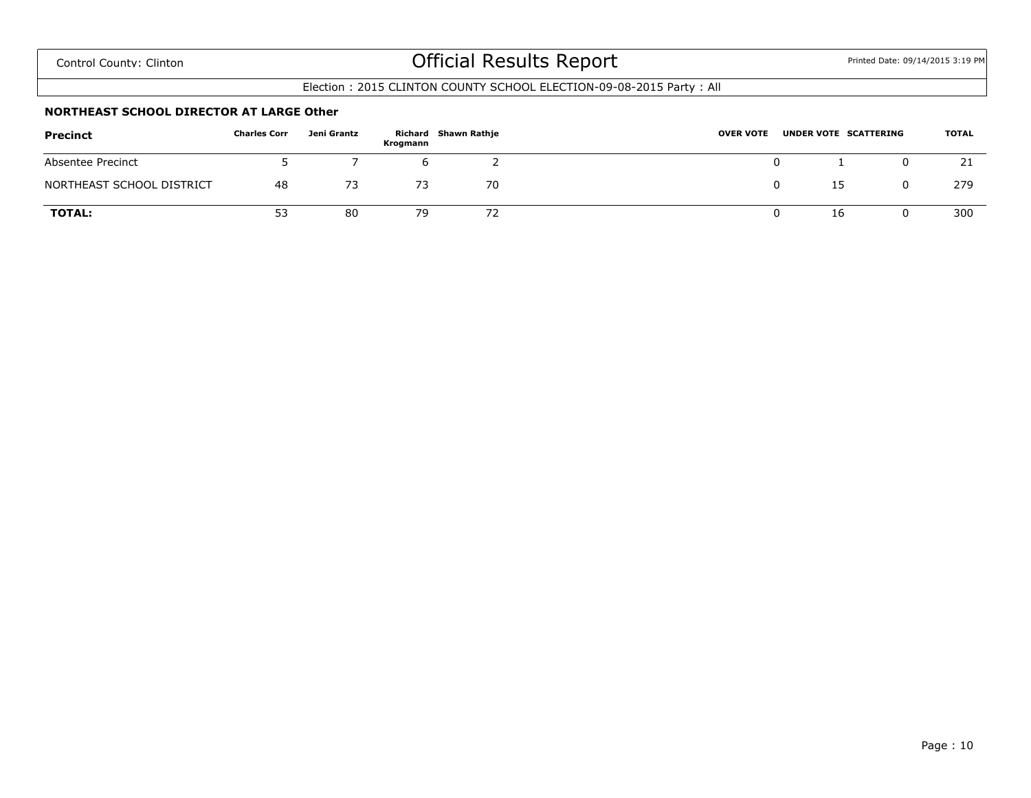Control County: Clinton

# Official Results Report

Printed Date: 09/14/2015 3:19 PM

Election : 2015 CLINTON COUNTY SCHOOL ELECTION-09-08-2015 Party : All

### NORTHEAST SCHOOL DIRECTOR AT LARGE Other

| Precinct | Charles Corr | Jeni Grantz | Richard Krogmann | Shawn Rathje | OVER VOTE | UNDER VOTE | SCATTERING | TOTAL |
|---|---|---|---|---|---|---|---|---|
| Absentee Precinct | 5 | 7 | 6 | 2 | 0 | 1 | 0 | 21 |
| NORTHEAST SCHOOL DISTRICT | 48 | 73 | 73 | 70 | 0 | 15 | 0 | 279 |
| **TOTAL:** | 53 | 80 | 79 | 72 | 0 | 16 | 0 | 300 |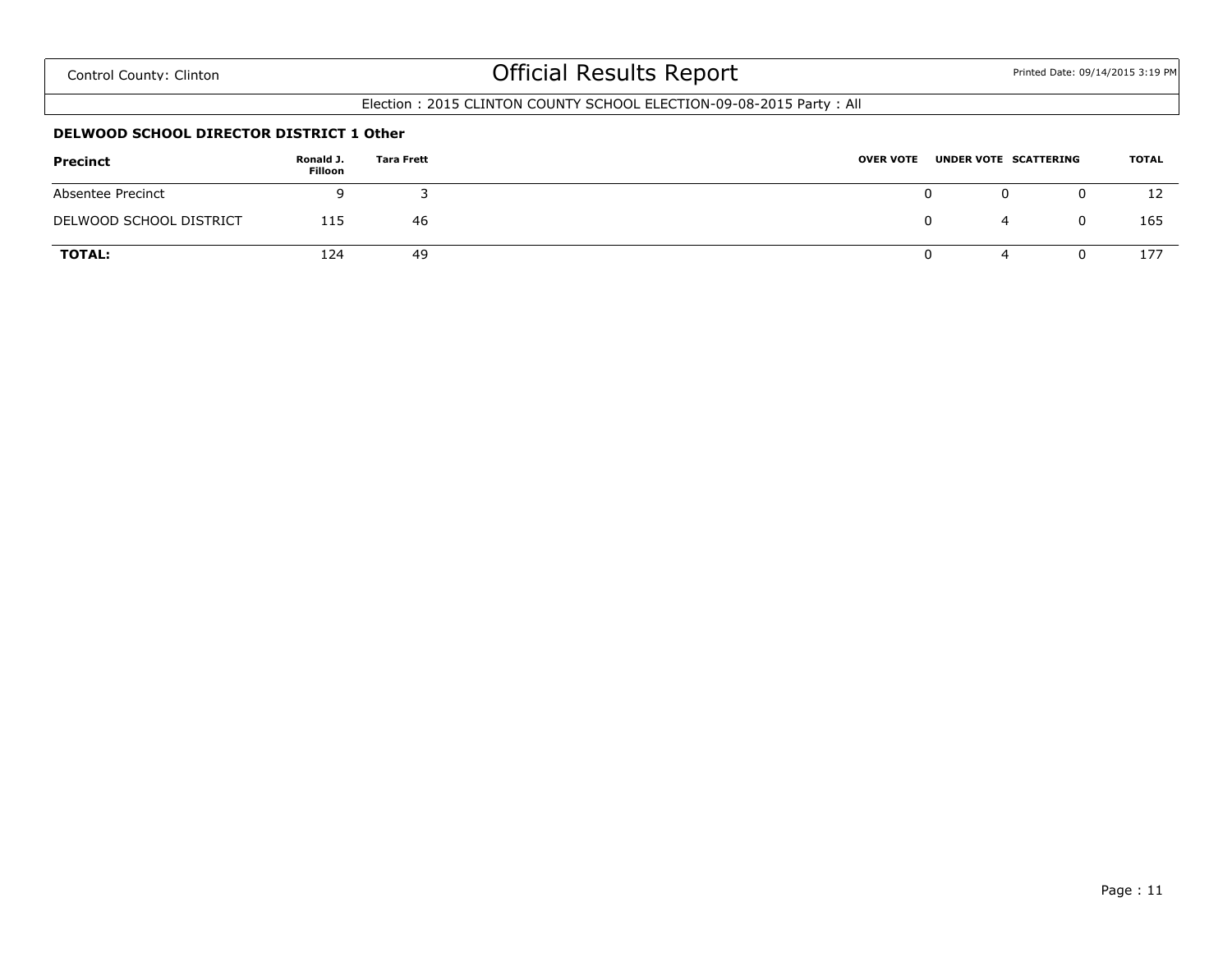Control County: Clinton

# Official Results Report

Election : 2015 CLINTON COUNTY SCHOOL ELECTION-09-08-2015 Party : All

### DELWOOD SCHOOL DIRECTOR DISTRICT 1 Other

| Precinct | Ronald J. Filloon | Tara Frett | OVER VOTE | UNDER VOTE | SCATTERING | TOTAL |
|---|---|---|---|---|---|---|
| Absentee Precinct | 9 | 3 | 0 | 0 | 0 | 12 |
| DELWOOD SCHOOL DISTRICT | 115 | 46 | 0 | 4 | 0 | 165 |
| **TOTAL:** | 124 | 49 | 0 | 4 | 0 | 177 |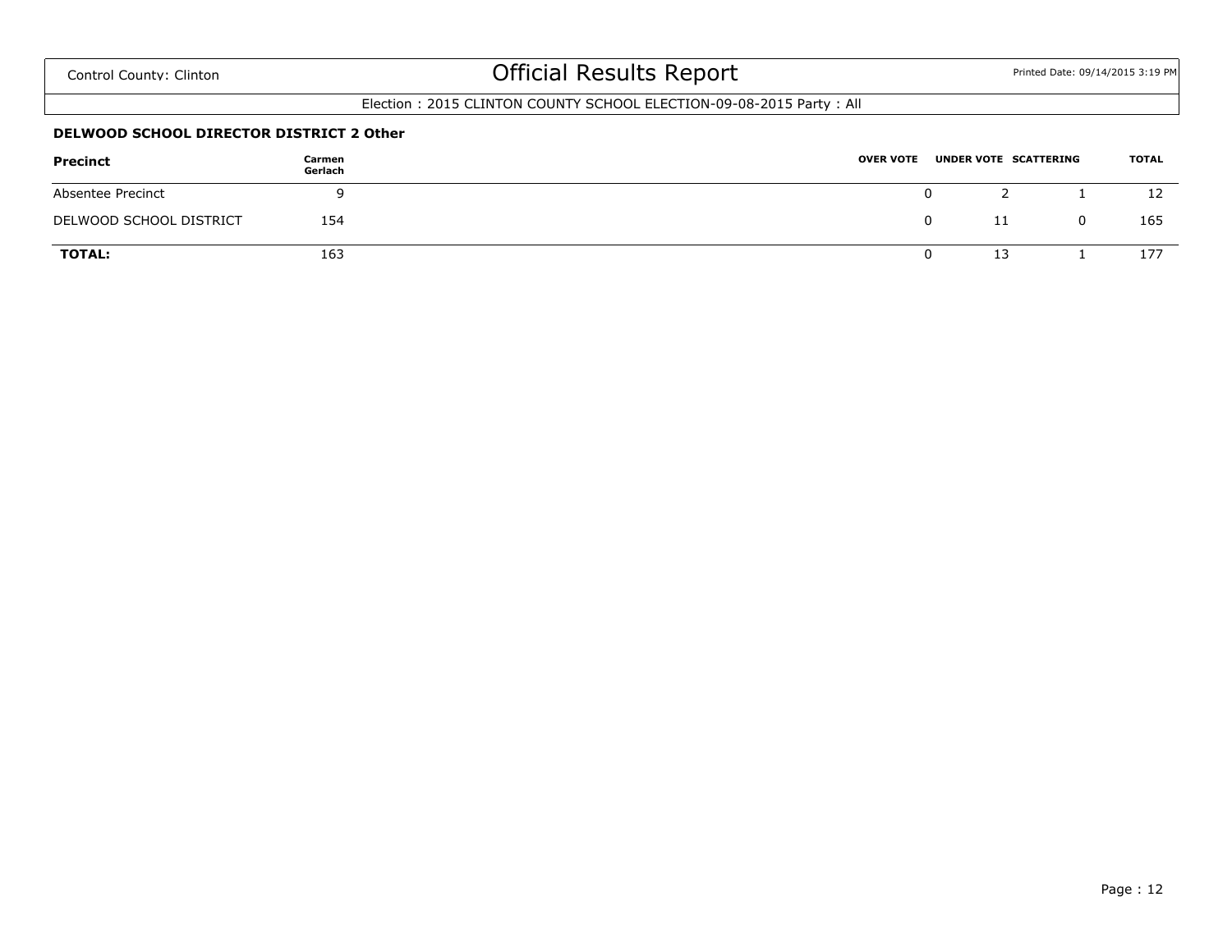Control County: Clinton

# Official Results Report

Election : 2015 CLINTON COUNTY SCHOOL ELECTION-09-08-2015 Party : All

**DELWOOD SCHOOL DIRECTOR DISTRICT 2 Other**

| Precinct | Carmen Gerlach | OVER VOTE | UNDER VOTE | SCATTERING | TOTAL |
|---|---|---|---|---|---|
| Absentee Precinct | 9 | 0 | 2 | 1 | 12 |
| DELWOOD SCHOOL DISTRICT | 154 | 0 | 11 | 0 | 165 |
| **TOTAL:** | 163 | 0 | 13 | 1 | 177 |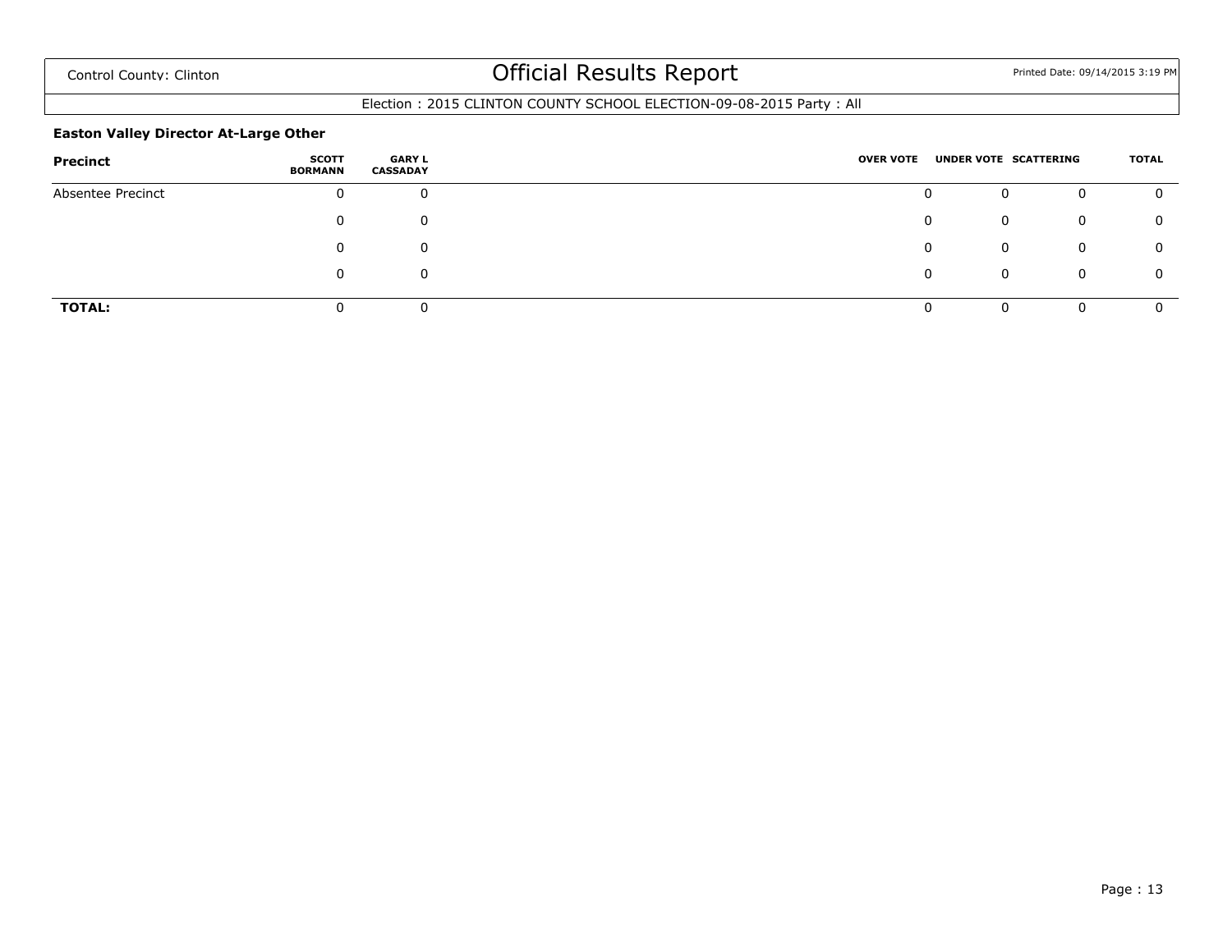Official Results Report

Election : 2015 CLINTON COUNTY SCHOOL ELECTION-09-08-2015 Party : All

**Easton Valley Director At-Large Other**

| Precinct | SCOTT BORMANN | GARY L CASSADAY | OVER VOTE | UNDER VOTE | SCATTERING | TOTAL |
|---|---|---|---|---|---|---|
| Absentee Precinct | 0 | 0 | 0 | 0 | 0 | 0 |
| | 0 | 0 | 0 | 0 | 0 | 0 |
| | 0 | 0 | 0 | 0 | 0 | 0 |
| | 0 | 0 | 0 | 0 | 0 | 0 |
| **TOTAL:** | 0 | 0 | 0 | 0 | 0 | 0 |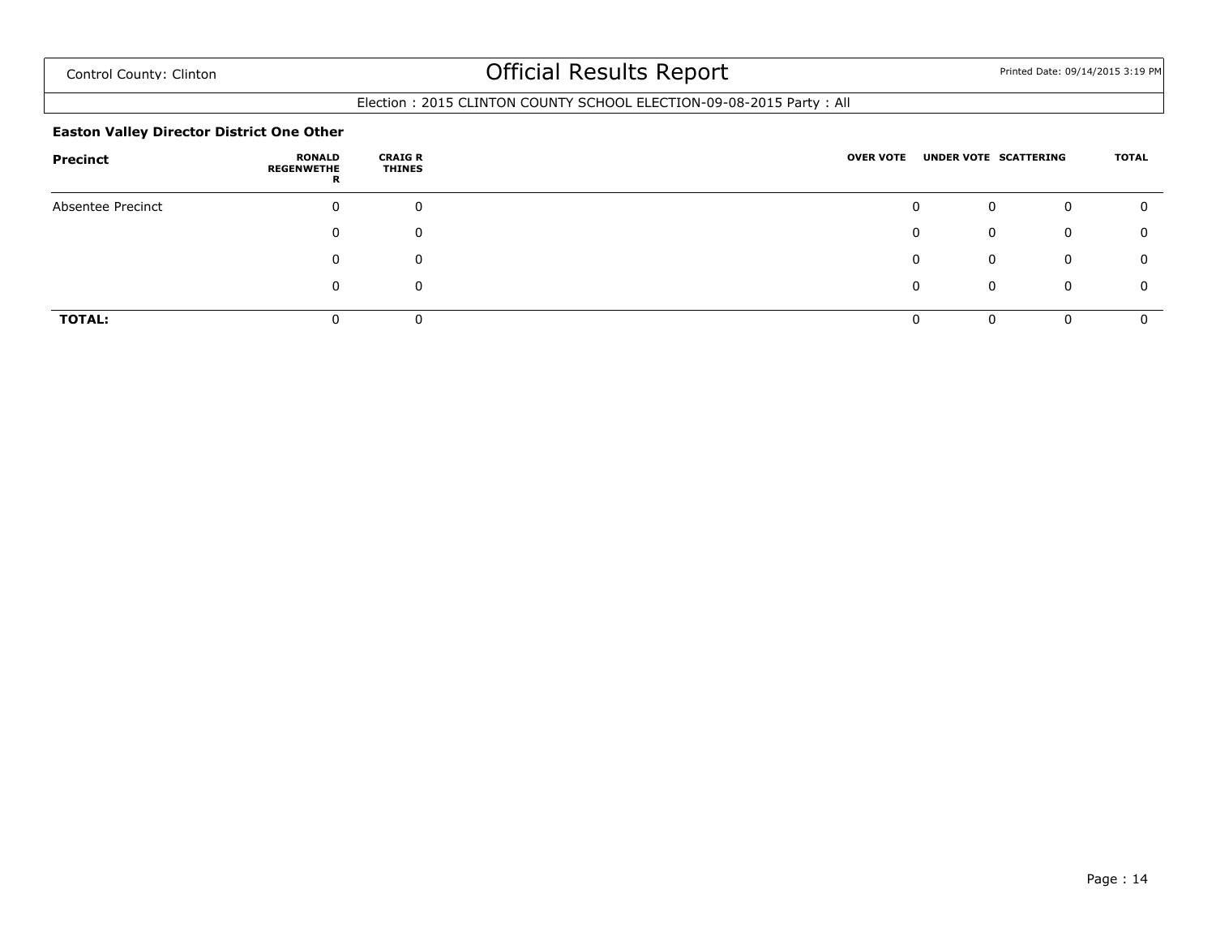Control County: Clinton

# Official Results Report

Printed Date: 09/14/2015 3:19 PM

Election : 2015 CLINTON COUNTY SCHOOL ELECTION-09-08-2015 Party : All

### Easton Valley Director District One Other

| Precinct | RONALD REGENWETHER | CRAIG R THINES | OVER VOTE | UNDER VOTE | SCATTERING | TOTAL |
|---|---|---|---|---|---|---|
| Absentee Precinct | 0 | 0 | 0 | 0 | 0 | 0 |
| | 0 | 0 | 0 | 0 | 0 | 0 |
| | 0 | 0 | 0 | 0 | 0 | 0 |
| | 0 | 0 | 0 | 0 | 0 | 0 |
| **TOTAL:** | 0 | 0 | 0 | 0 | 0 | 0 |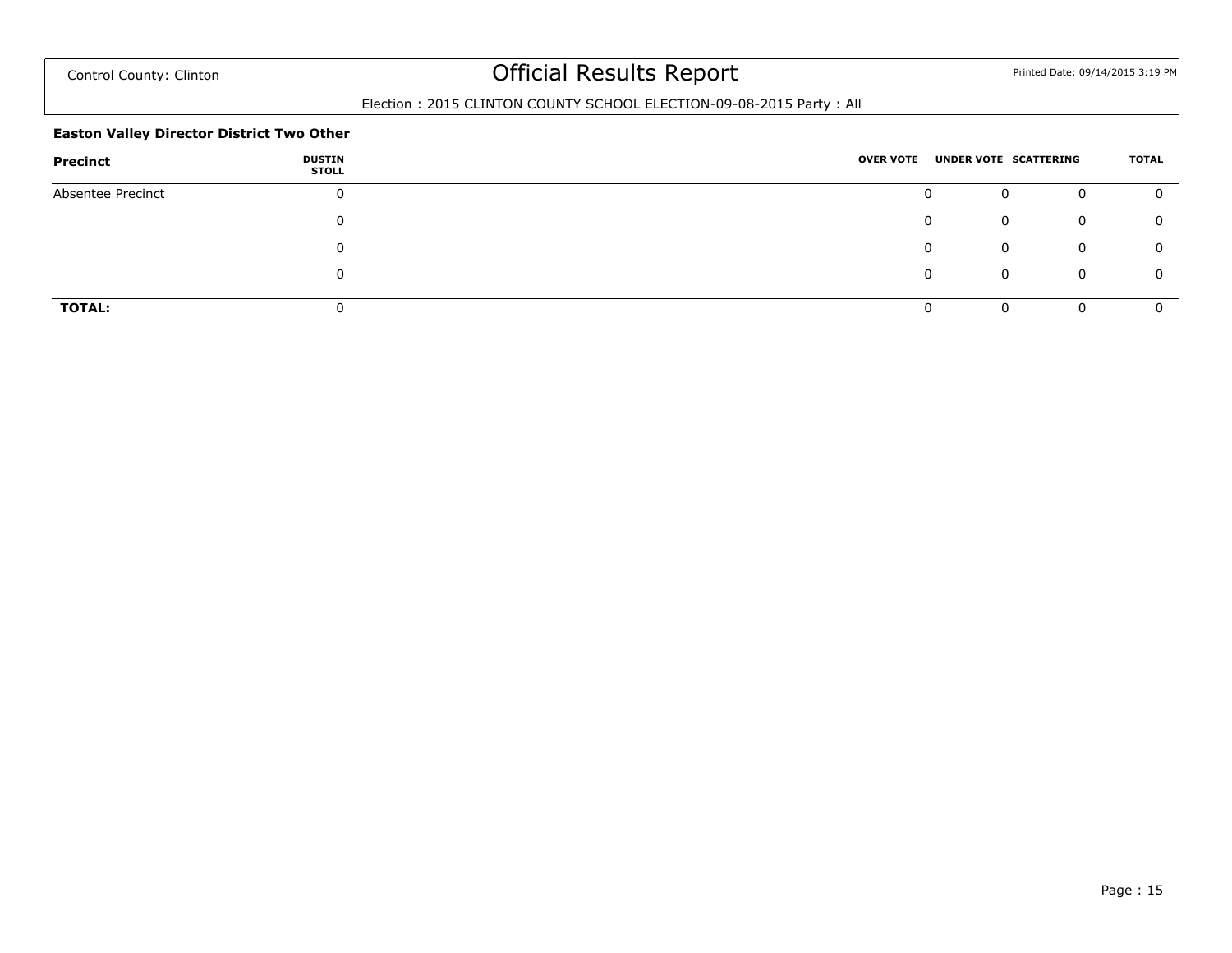Control County: Clinton

# Official Results Report

Election : 2015 CLINTON COUNTY SCHOOL ELECTION-09-08-2015 Party : All

**Easton Valley Director District Two Other**

| Precinct | DUSTIN STOLL | OVER VOTE | UNDER VOTE | SCATTERING | TOTAL |
|---|---|---|---|---|---|
| Absentee Precinct | 0 | 0 | 0 | 0 | 0 |
| | 0 | 0 | 0 | 0 | 0 |
| | 0 | 0 | 0 | 0 | 0 |
| | 0 | 0 | 0 | 0 | 0 |
| **TOTAL:** | 0 | 0 | 0 | 0 | 0 |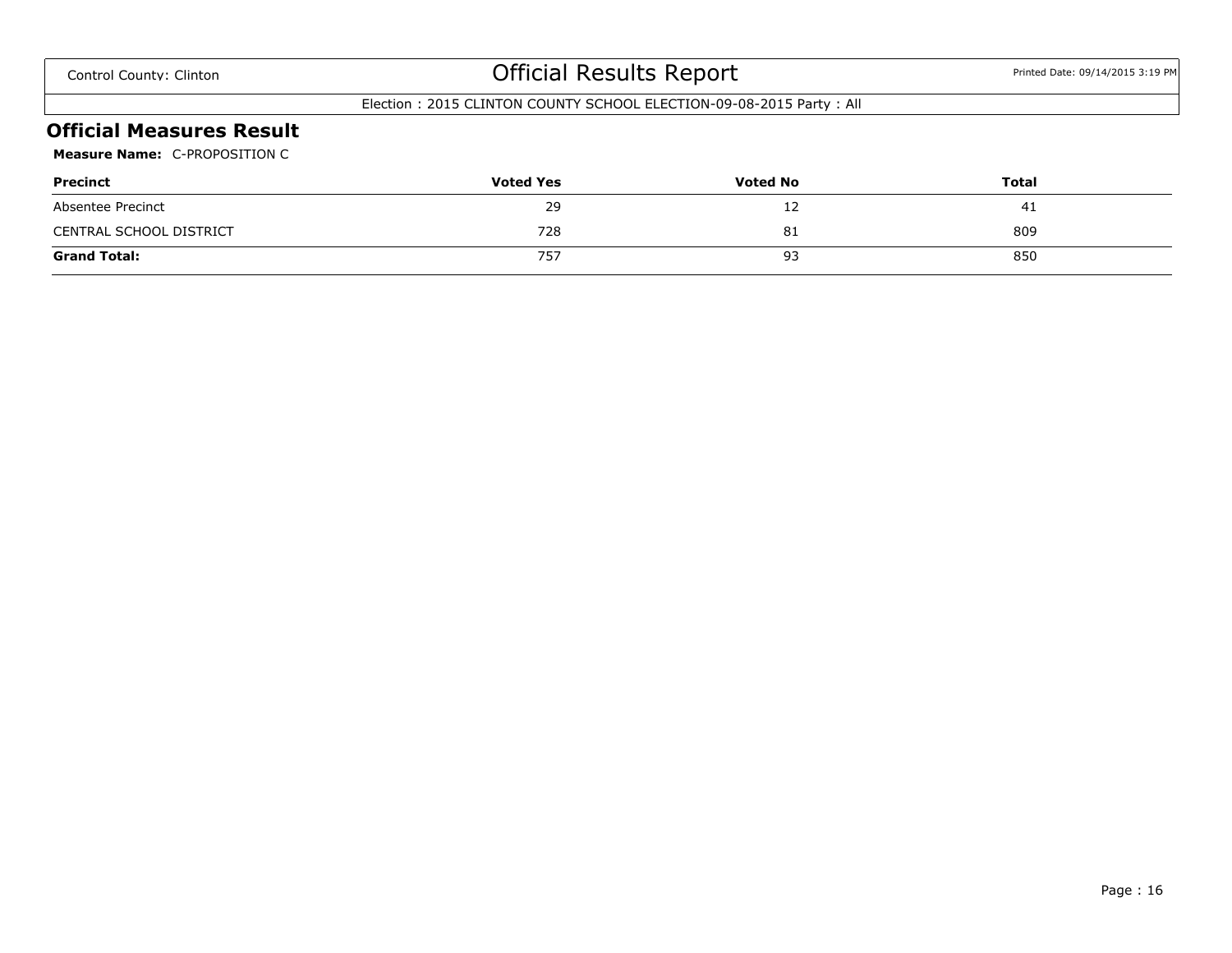# Official Results Report

Control County: Clinton

Printed Date: 09/14/2015 3:19 PM

Election : 2015 CLINTON COUNTY SCHOOL ELECTION-09-08-2015 Party : All

## Official Measures Result

**Measure Name:** C-PROPOSITION C

| Precinct | Voted Yes | Voted No | Total |
|---|---|---|---|
| Absentee Precinct | 29 | 12 | 41 |
| CENTRAL SCHOOL DISTRICT | 728 | 81 | 809 |
| **Grand Total:** | 757 | 93 | 850 |